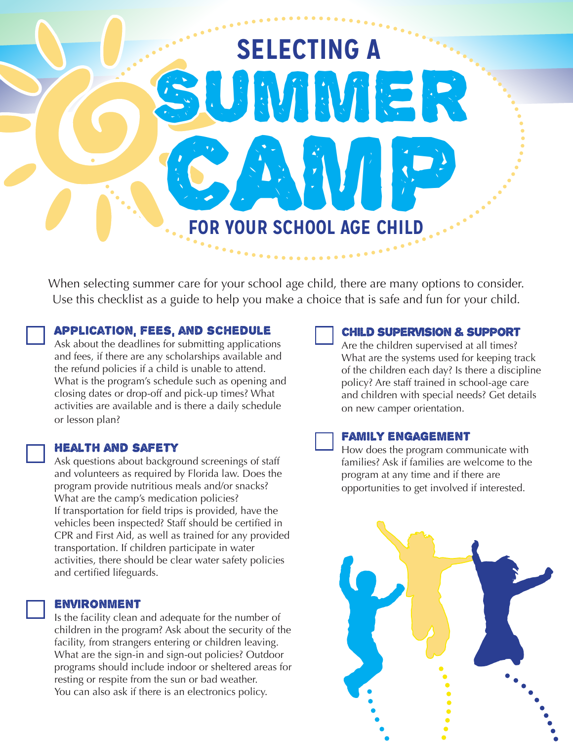# SELECTING A SUMMER CAMP FOR YOUR SCHOOL AGE CHILD

When selecting summer care for your school age child, there are many options to consider. Use this checklist as a guide to help you make a choice that is safe and fun for your child.

### APPLICATION, FEES, AND SCHEDULE

Ask about the deadlines for submitting applications and fees, if there are any scholarships available and the refund policies if a child is unable to attend. What is the program's schedule such as opening and closing dates or drop-off and pick-up times? What activities are available and is there a daily schedule or lesson plan?

### HEALTH AND SAFETY

Ask questions about background screenings of staff and volunteers as required by Florida law. Does the program provide nutritious meals and/or snacks? What are the camp's medication policies? If transportation for field trips is provided, have the vehicles been inspected? Staff should be certified in CPR and First Aid, as well as trained for any provided transportation. If children participate in water activities, there should be clear water safety policies and certified lifeguards.

### ENVIRONMENT

Is the facility clean and adequate for the number of children in the program? Ask about the security of the facility, from strangers entering or children leaving. What are the sign-in and sign-out policies? Outdoor programs should include indoor or sheltered areas for resting or respite from the sun or bad weather. You can also ask if there is an electronics policy.

### CHILD SUPERVISION & SUPPORT

Are the children supervised at all times? What are the systems used for keeping track of the children each day? Is there a discipline policy? Are staff trained in school-age care and children with special needs? Get details on new camper orientation.

### FAMILY ENGAGEMENT

How does the program communicate with families? Ask if families are welcome to the program at any time and if there are opportunities to get involved if interested.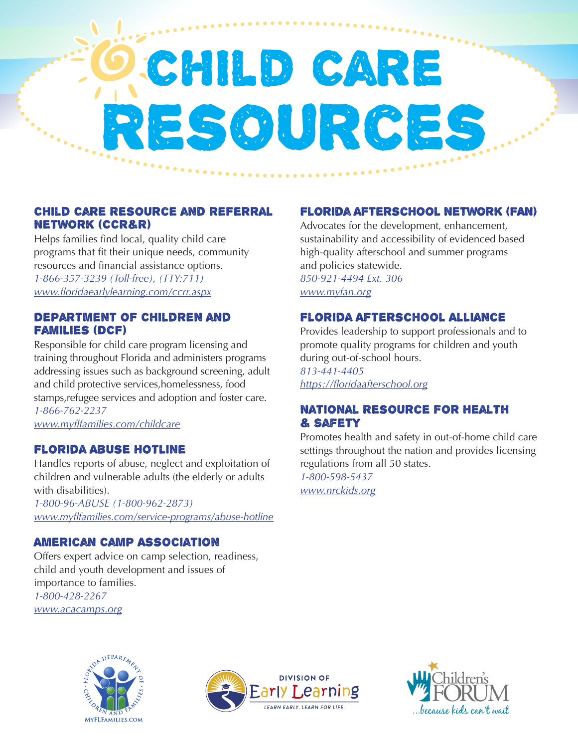# CHILD CARE RESOURCES

### CHILD CARE RESOURCE AND REFERRAL NETWORK (CCR&R)

Helps families find local, quality child care programs that fit their unique needs, community resources and financial assistance options.

*1-866-357-3239 (Toll-free), (TTY:711)*
*www.floridaearlylearning.com/ccrr.aspx*

### DEPARTMENT OF CHILDREN AND FAMILIES (DCF)

Responsible for child care program licensing and training throughout Florida and administers programs addressing issues such as background screening, adult and child protective services,homelessness, food stamps,refugee services and adoption and foster care.

*1-866-762-2237*
*www.myflfamilies.com/childcare*

### FLORIDA ABUSE HOTLINE

Handles reports of abuse, neglect and exploitation of children and vulnerable adults (the elderly or adults with disabilities).

*1-800-96-ABUSE (1-800-962-2873)*
*www.myflfamilies.com/service-programs/abuse-hotline*

### AMERICAN CAMP ASSOCIATION

Offers expert advice on camp selection, readiness, child and youth development and issues of importance to families.

*1-800-428-2267*
*www.acacamps.org*

### FLORIDA AFTERSCHOOL NETWORK (FAN)

Advocates for the development, enhancement, sustainability and accessibility of evidenced based high-quality afterschool and summer programs and policies statewide.

*850-921-4494 Ext. 306*
*www.myfan.org*

### FLORIDA AFTERSCHOOL ALLIANCE

Provides leadership to support professionals and to promote quality programs for children and youth during out-of-school hours.

*813-441-4405*
*https://floridaafterschool.org*

### NATIONAL RESOURCE FOR HEALTH & SAFETY

Promotes health and safety in out-of-home child care settings throughout the nation and provides licensing regulations from all 50 states.

*1-800-598-5437*
*www.nrckids.org*

Florida Department of Children and Families — MyFLFamilies.com

Division of Early Learning — Learn Early. Learn for Life.

Children's Forum — ...because kids can't wait